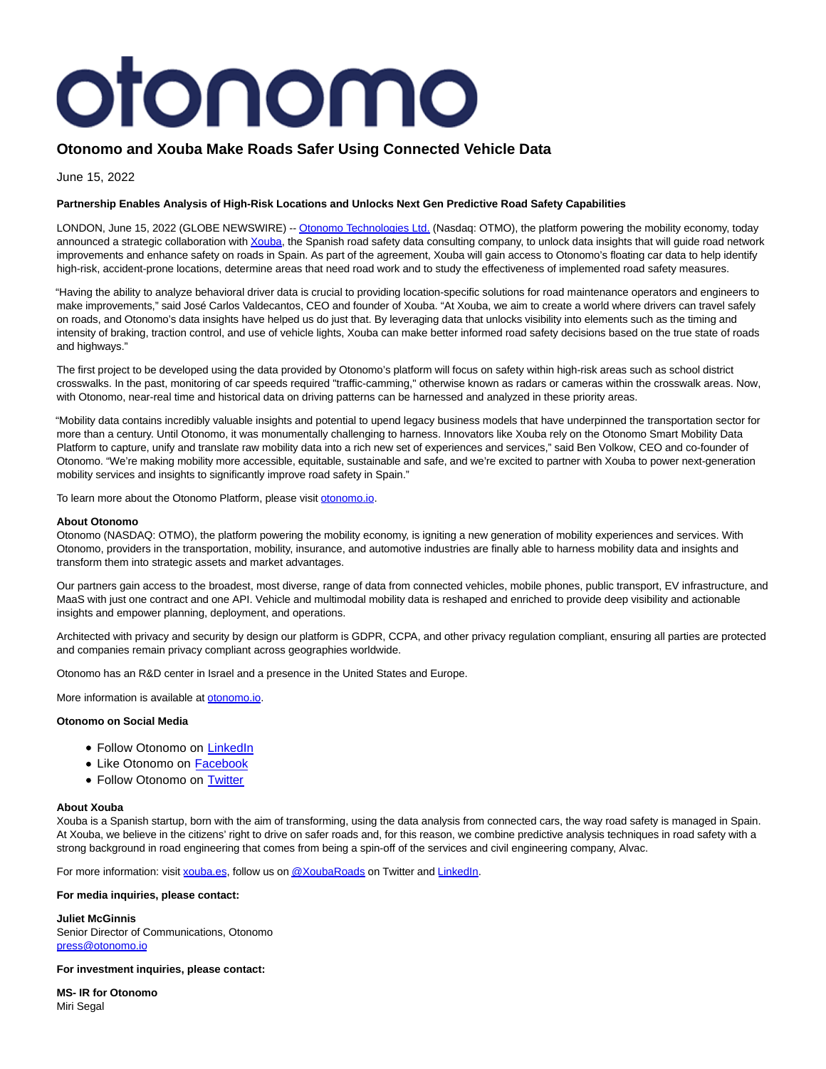# otonomo

## Otonomo and Xouba Make Roads Safer Using Connected Vehicle Data

June 15, 2022

**Partnership Enables Analysis of High-Risk Locations and Unlocks Next Gen Predictive Road Safety Capabilities**

LONDON, June 15, 2022 (GLOBE NEWSWIRE) -- Otonomo Technologies Ltd. (Nasdaq: OTMO), the platform powering the mobility economy, today announced a strategic collaboration with Xouba, the Spanish road safety data consulting company, to unlock data insights that will guide road network improvements and enhance safety on roads in Spain. As part of the agreement, Xouba will gain access to Otonomo's floating car data to help identify high-risk, accident-prone locations, determine areas that need road work and to study the effectiveness of implemented road safety measures.

"Having the ability to analyze behavioral driver data is crucial to providing location-specific solutions for road maintenance operators and engineers to make improvements," said José Carlos Valdecantos, CEO and founder of Xouba. "At Xouba, we aim to create a world where drivers can travel safely on roads, and Otonomo's data insights have helped us do just that. By leveraging data that unlocks visibility into elements such as the timing and intensity of braking, traction control, and use of vehicle lights, Xouba can make better informed road safety decisions based on the true state of roads and highways."

The first project to be developed using the data provided by Otonomo's platform will focus on safety within high-risk areas such as school district crosswalks. In the past, monitoring of car speeds required "traffic-camming," otherwise known as radars or cameras within the crosswalk areas. Now, with Otonomo, near-real time and historical data on driving patterns can be harnessed and analyzed in these priority areas.

"Mobility data contains incredibly valuable insights and potential to upend legacy business models that have underpinned the transportation sector for more than a century. Until Otonomo, it was monumentally challenging to harness. Innovators like Xouba rely on the Otonomo Smart Mobility Data Platform to capture, unify and translate raw mobility data into a rich new set of experiences and services," said Ben Volkow, CEO and co-founder of Otonomo. "We're making mobility more accessible, equitable, sustainable and safe, and we're excited to partner with Xouba to power next-generation mobility services and insights to significantly improve road safety in Spain."

To learn more about the Otonomo Platform, please visit otonomo.io.

**About Otonomo**
Otonomo (NASDAQ: OTMO), the platform powering the mobility economy, is igniting a new generation of mobility experiences and services. With Otonomo, providers in the transportation, mobility, insurance, and automotive industries are finally able to harness mobility data and insights and transform them into strategic assets and market advantages.

Our partners gain access to the broadest, most diverse, range of data from connected vehicles, mobile phones, public transport, EV infrastructure, and MaaS with just one contract and one API. Vehicle and multimodal mobility data is reshaped and enriched to provide deep visibility and actionable insights and empower planning, deployment, and operations.

Architected with privacy and security by design our platform is GDPR, CCPA, and other privacy regulation compliant, ensuring all parties are protected and companies remain privacy compliant across geographies worldwide.

Otonomo has an R&D center in Israel and a presence in the United States and Europe.

More information is available at otonomo.io.

**Otonomo on Social Media**

- Follow Otonomo on LinkedIn
- Like Otonomo on Facebook
- Follow Otonomo on Twitter

**About Xouba**
Xouba is a Spanish startup, born with the aim of transforming, using the data analysis from connected cars, the way road safety is managed in Spain. At Xouba, we believe in the citizens' right to drive on safer roads and, for this reason, we combine predictive analysis techniques in road safety with a strong background in road engineering that comes from being a spin-off of the services and civil engineering company, Alvac.

For more information: visit xouba.es, follow us on @XoubaRoads on Twitter and LinkedIn.

**For media inquiries, please contact:**

**Juliet McGinnis**
Senior Director of Communications, Otonomo
press@otonomo.io

**For investment inquiries, please contact:**

**MS- IR for Otonomo**
Miri Segal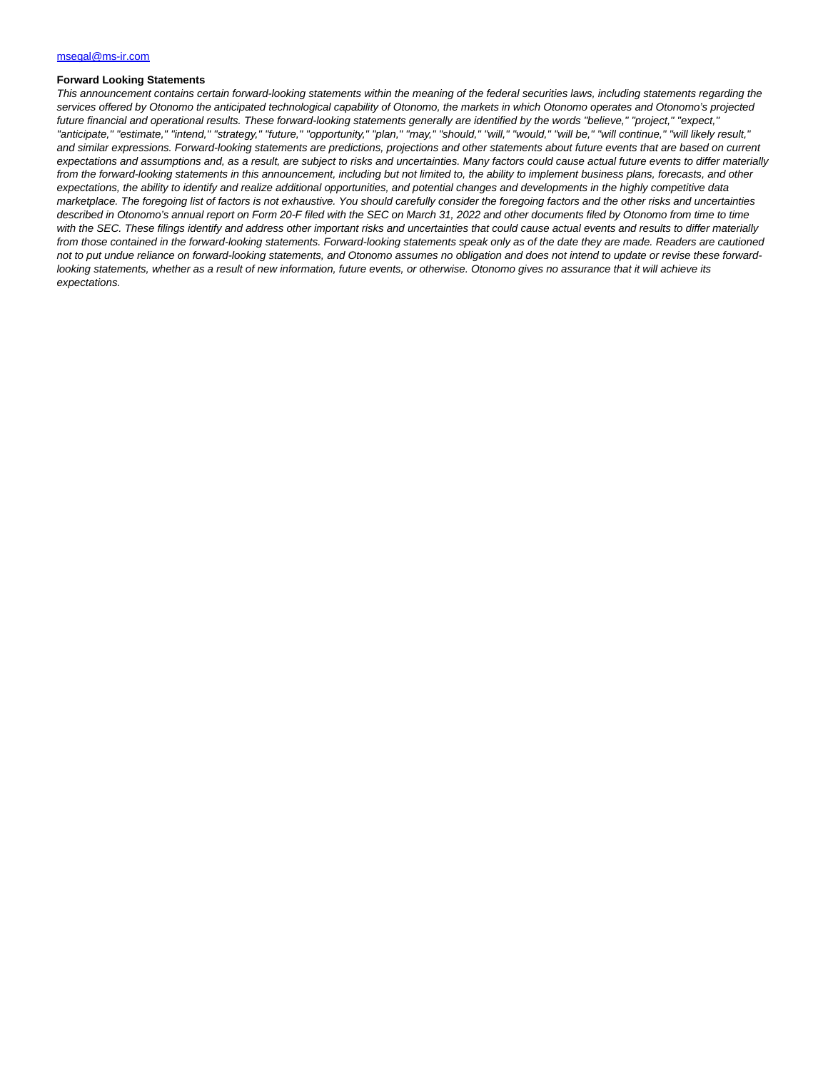[msegal@ms-ir.com](mailto:msegal@ms-ir.com)

**Forward Looking Statements**

*This announcement contains certain forward-looking statements within the meaning of the federal securities laws, including statements regarding the services offered by Otonomo the anticipated technological capability of Otonomo, the markets in which Otonomo operates and Otonomo's projected future financial and operational results. These forward-looking statements generally are identified by the words "believe," "project," "expect," "anticipate," "estimate," "intend," "strategy," "future," "opportunity," "plan," "may," "should," "will," "would," "will be," "will continue," "will likely result," and similar expressions. Forward-looking statements are predictions, projections and other statements about future events that are based on current expectations and assumptions and, as a result, are subject to risks and uncertainties. Many factors could cause actual future events to differ materially from the forward-looking statements in this announcement, including but not limited to, the ability to implement business plans, forecasts, and other expectations, the ability to identify and realize additional opportunities, and potential changes and developments in the highly competitive data marketplace. The foregoing list of factors is not exhaustive. You should carefully consider the foregoing factors and the other risks and uncertainties described in Otonomo's annual report on Form 20-F filed with the SEC on March 31, 2022 and other documents filed by Otonomo from time to time with the SEC. These filings identify and address other important risks and uncertainties that could cause actual events and results to differ materially from those contained in the forward-looking statements. Forward-looking statements speak only as of the date they are made. Readers are cautioned not to put undue reliance on forward-looking statements, and Otonomo assumes no obligation and does not intend to update or revise these forward-looking statements, whether as a result of new information, future events, or otherwise. Otonomo gives no assurance that it will achieve its expectations.*